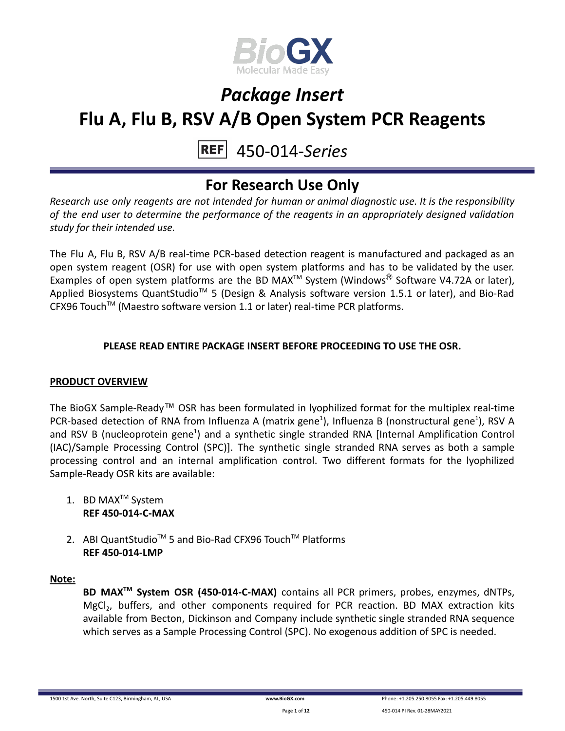# *Package Insert*

# Flu A, Flu B, RSV A/B Open System PCR Reagents

REF 450-014-*Series*

## For Research Use Only

*Research use only reagents are not intended for human or animal diagnostic use. It is the responsibility of the end user to determine the performance of the reagents in an appropriately designed validation study for their intended use.*

The Flu A, Flu B, RSV A/B real-time PCR-based detection reagent is manufactured and packaged as an open system reagent (OSR) for use with open system platforms and has to be validated by the user. Examples of open system platforms are the BD MAX™ System (Windows® Software V4.72A or later), Applied Biosystems QuantStudio™ 5 (Design & Analysis software version 1.5.1 or later), and Bio-Rad CFX96 Touch™ (Maestro software version 1.1 or later) real-time PCR platforms.

**PLEASE READ ENTIRE PACKAGE INSERT BEFORE PROCEEDING TO USE THE OSR.**

### PRODUCT OVERVIEW

The BioGX Sample-Ready™ OSR has been formulated in lyophilized format for the multiplex real-time PCR-based detection of RNA from Influenza A (matrix gene[1]), Influenza B (nonstructural gene[1]), RSV A and RSV B (nucleoprotein gene[1]) and a synthetic single stranded RNA [Internal Amplification Control (IAC)/Sample Processing Control (SPC)]. The synthetic single stranded RNA serves as both a sample processing control and an internal amplification control. Two different formats for the lyophilized Sample-Ready OSR kits are available:

1. BD MAX™ System
   **REF 450-014-C-MAX**

2. ABI QuantStudio™ 5 and Bio-Rad CFX96 Touch™ Platforms
   **REF 450-014-LMP**

**Note:**

**BD MAX™ System OSR (450-014-C-MAX)** contains all PCR primers, probes, enzymes, dNTPs, $MgCl_2$, buffers, and other components required for PCR reaction. BD MAX extraction kits available from Becton, Dickinson and Company include synthetic single stranded RNA sequence which serves as a Sample Processing Control (SPC). No exogenous addition of SPC is needed.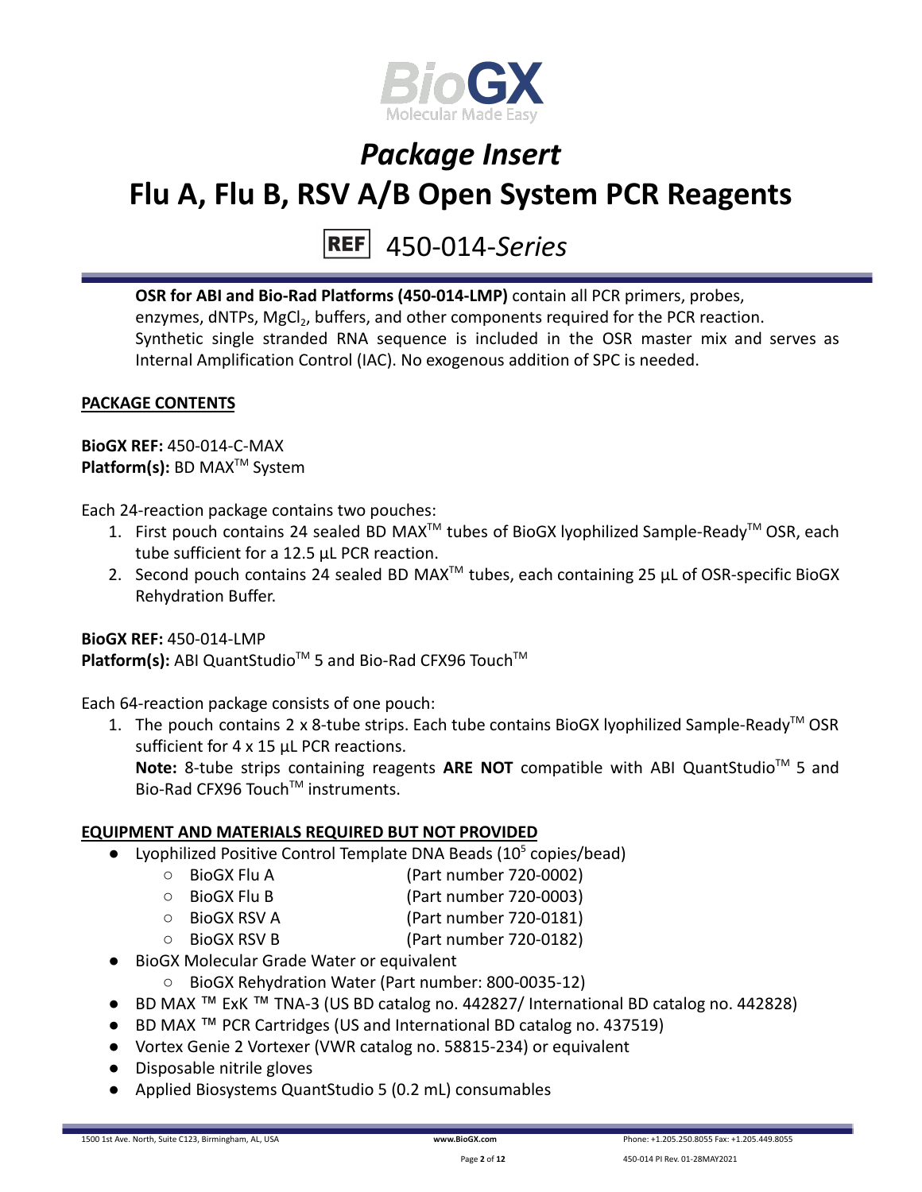# Package Insert

# Flu A, Flu B, RSV A/B Open System PCR Reagents

REF 450-014-*Series*

**OSR for ABI and Bio-Rad Platforms (450-014-LMP)** contain all PCR primers, probes, enzymes, dNTPs, $MgCl_2$, buffers, and other components required for the PCR reaction. Synthetic single stranded RNA sequence is included in the OSR master mix and serves as Internal Amplification Control (IAC). No exogenous addition of SPC is needed.

## PACKAGE CONTENTS

**BioGX REF:** 450-014-C-MAX
**Platform(s):** BD MAX™ System

Each 24-reaction package contains two pouches:

1. First pouch contains 24 sealed BD MAX™ tubes of BioGX lyophilized Sample-Ready™ OSR, each tube sufficient for a 12.5 µL PCR reaction.
2. Second pouch contains 24 sealed BD MAX™ tubes, each containing 25 µL of OSR-specific BioGX Rehydration Buffer.

**BioGX REF:** 450-014-LMP
**Platform(s):** ABI QuantStudio™ 5 and Bio-Rad CFX96 Touch™

Each 64-reaction package consists of one pouch:

1. The pouch contains 2 x 8-tube strips. Each tube contains BioGX lyophilized Sample-Ready™ OSR sufficient for 4 x 15 µL PCR reactions.
   **Note:** 8-tube strips containing reagents **ARE NOT** compatible with ABI QuantStudio™ 5 and Bio-Rad CFX96 Touch™ instruments.

## EQUIPMENT AND MATERIALS REQUIRED BUT NOT PROVIDED

- Lyophilized Positive Control Template DNA Beads ($10^5$ copies/bead)
  - BioGX Flu A (Part number 720-0002)
  - BioGX Flu B (Part number 720-0003)
  - BioGX RSV A (Part number 720-0181)
  - BioGX RSV B (Part number 720-0182)
- BioGX Molecular Grade Water or equivalent
  - BioGX Rehydration Water (Part number: 800-0035-12)
- BD MAX ™ ExK ™ TNA-3 (US BD catalog no. 442827/ International BD catalog no. 442828)
- BD MAX ™ PCR Cartridges (US and International BD catalog no. 437519)
- Vortex Genie 2 Vortexer (VWR catalog no. 58815-234) or equivalent
- Disposable nitrile gloves
- Applied Biosystems QuantStudio 5 (0.2 mL) consumables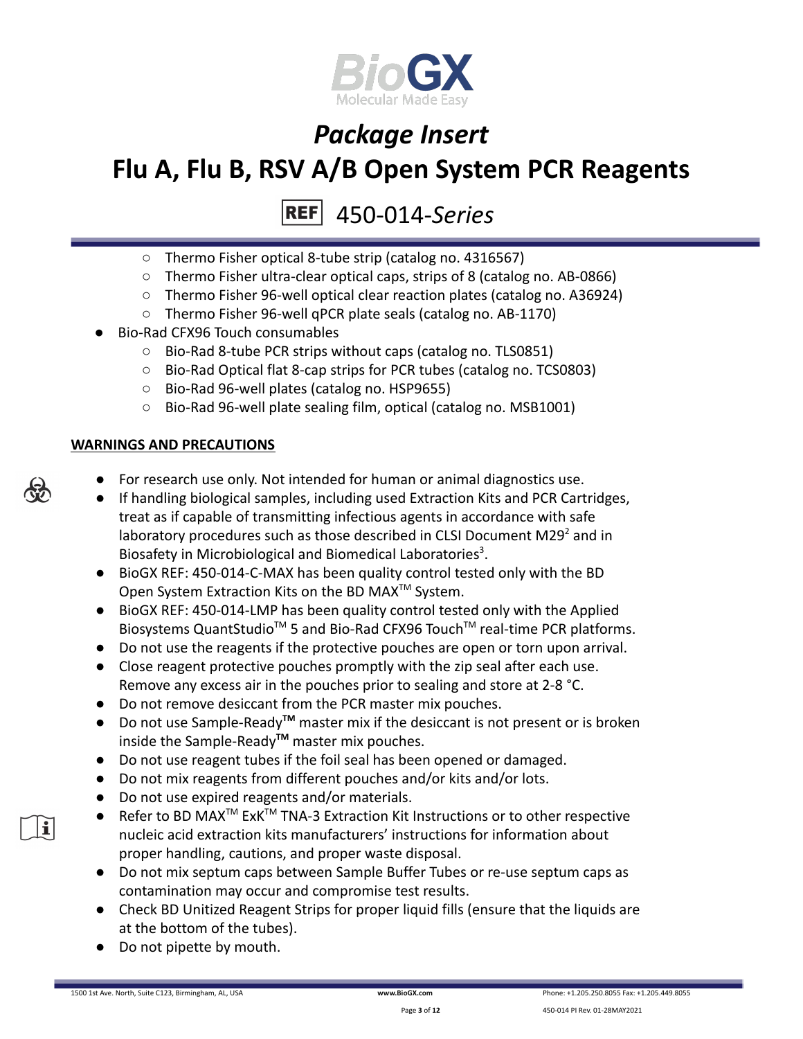- Thermo Fisher optical 8-tube strip (catalog no. 4316567)
  - Thermo Fisher ultra-clear optical caps, strips of 8 (catalog no. AB-0866)
  - Thermo Fisher 96-well optical clear reaction plates (catalog no. A36924)
  - Thermo Fisher 96-well qPCR plate seals (catalog no. AB-1170)
- Bio-Rad CFX96 Touch consumables
  - Bio-Rad 8-tube PCR strips without caps (catalog no. TLS0851)
  - Bio-Rad Optical flat 8-cap strips for PCR tubes (catalog no. TCS0803)
  - Bio-Rad 96-well plates (catalog no. HSP9655)
  - Bio-Rad 96-well plate sealing film, optical (catalog no. MSB1001)

## WARNINGS AND PRECAUTIONS

- For research use only. Not intended for human or animal diagnostics use.
- If handling biological samples, including used Extraction Kits and PCR Cartridges, treat as if capable of transmitting infectious agents in accordance with safe laboratory procedures such as those described in CLSI Document M29[2] and in Biosafety in Microbiological and Biomedical Laboratories[3].
- BioGX REF: 450-014-C-MAX has been quality control tested only with the BD Open System Extraction Kits on the BD MAX™ System.
- BioGX REF: 450-014-LMP has been quality control tested only with the Applied Biosystems QuantStudio™ 5 and Bio-Rad CFX96 Touch™ real-time PCR platforms.
- Do not use the reagents if the protective pouches are open or torn upon arrival.
- Close reagent protective pouches promptly with the zip seal after each use. Remove any excess air in the pouches prior to sealing and store at 2-8 °C.
- Do not remove desiccant from the PCR master mix pouches.
- Do not use Sample-Ready**™** master mix if the desiccant is not present or is broken inside the Sample-Ready**™** master mix pouches.
- Do not use reagent tubes if the foil seal has been opened or damaged.
- Do not mix reagents from different pouches and/or kits and/or lots.
- Do not use expired reagents and/or materials.
- Refer to BD MAX™ ExK™ TNA-3 Extraction Kit Instructions or to other respective nucleic acid extraction kits manufacturers' instructions for information about proper handling, cautions, and proper waste disposal.
- Do not mix septum caps between Sample Buffer Tubes or re-use septum caps as contamination may occur and compromise test results.
- Check BD Unitized Reagent Strips for proper liquid fills (ensure that the liquids are at the bottom of the tubes).
- Do not pipette by mouth.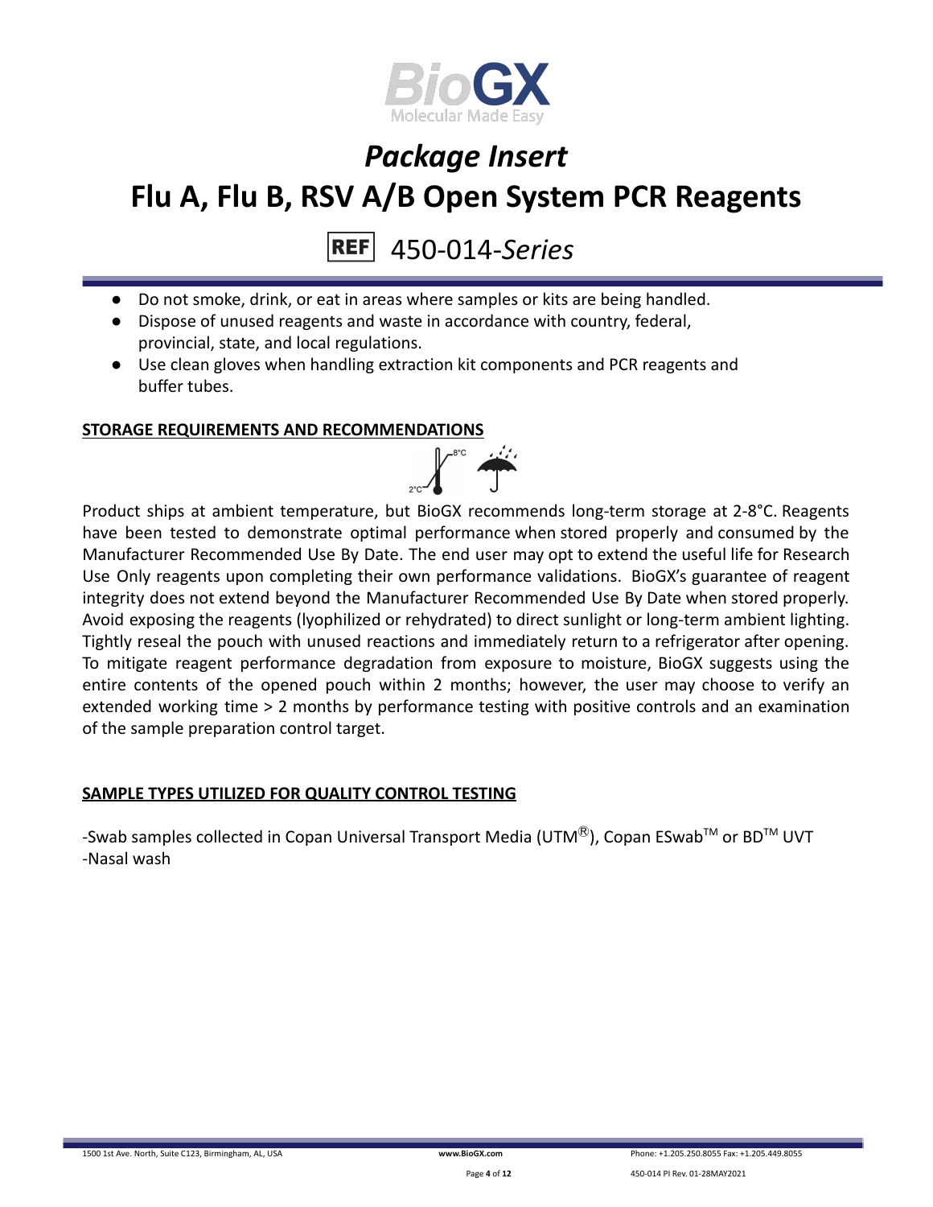- Do not smoke, drink, or eat in areas where samples or kits are being handled.
- Dispose of unused reagents and waste in accordance with country, federal, provincial, state, and local regulations.
- Use clean gloves when handling extraction kit components and PCR reagents and buffer tubes.

**STORAGE REQUIREMENTS AND RECOMMENDATIONS**

Product ships at ambient temperature, but BioGX recommends long-term storage at 2-8°C. Reagents have been tested to demonstrate optimal performance when stored properly and consumed by the Manufacturer Recommended Use By Date. The end user may opt to extend the useful life for Research Use Only reagents upon completing their own performance validations. BioGX's guarantee of reagent integrity does not extend beyond the Manufacturer Recommended Use By Date when stored properly. Avoid exposing the reagents (lyophilized or rehydrated) to direct sunlight or long-term ambient lighting. Tightly reseal the pouch with unused reactions and immediately return to a refrigerator after opening. To mitigate reagent performance degradation from exposure to moisture, BioGX suggests using the entire contents of the opened pouch within 2 months; however, the user may choose to verify an extended working time > 2 months by performance testing with positive controls and an examination of the sample preparation control target.

**SAMPLE TYPES UTILIZED FOR QUALITY CONTROL TESTING**

-Swab samples collected in Copan Universal Transport Media (UTM®), Copan ESwab™ or BD™ UVT
-Nasal wash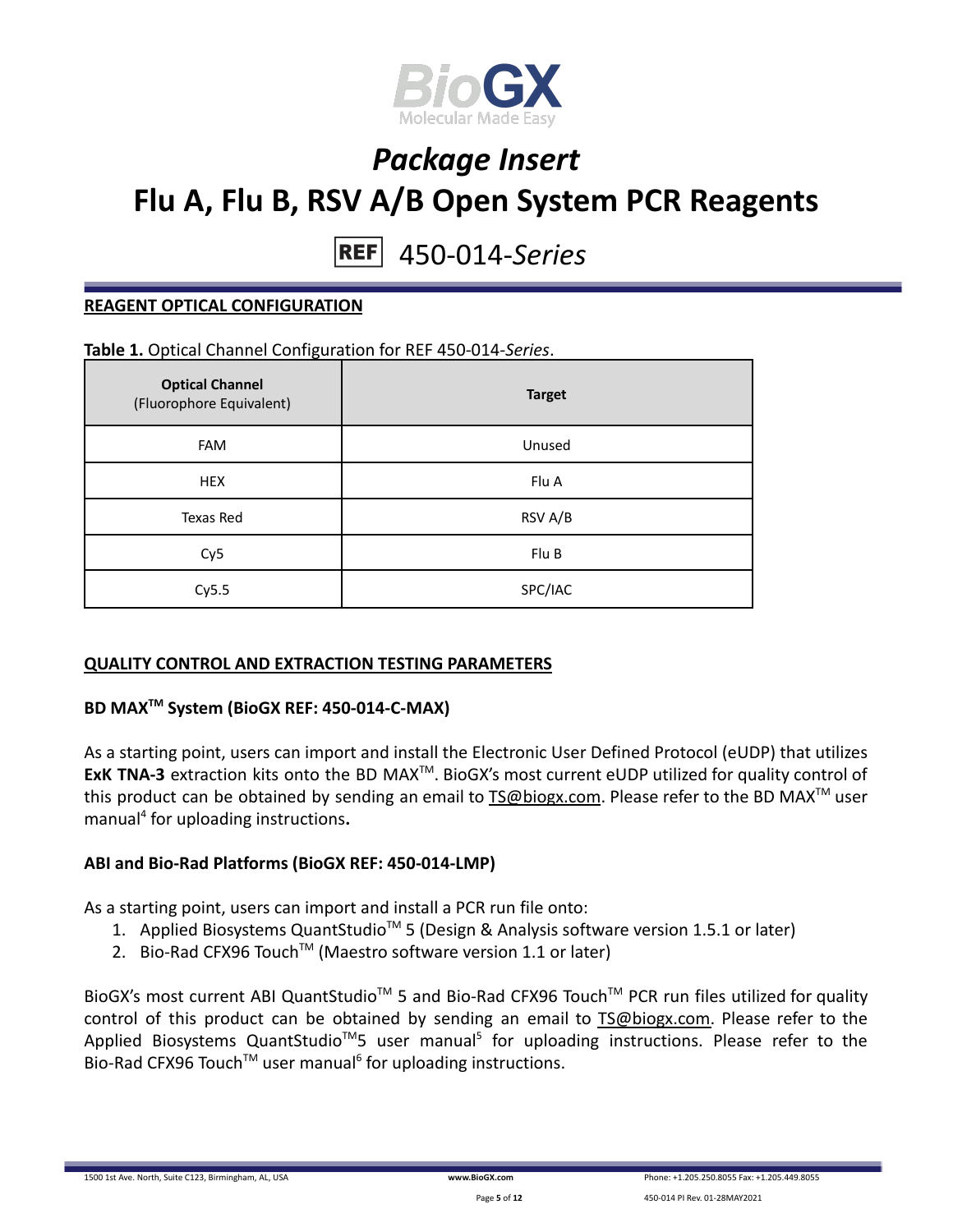# Package Insert

# Flu A, Flu B, RSV A/B Open System PCR Reagents

REF 450-014-*Series*

## REAGENT OPTICAL CONFIGURATION

**Table 1.** Optical Channel Configuration for REF 450-014-*Series*.

| **Optical Channel** (Fluorophore Equivalent) | **Target** |
|---|---|
| FAM | Unused |
| HEX | Flu A |
| Texas Red | RSV A/B |
| Cy5 | Flu B |
| Cy5.5 | SPC/IAC |

## QUALITY CONTROL AND EXTRACTION TESTING PARAMETERS

### BD MAX™ System (BioGX REF: 450-014-C-MAX)

As a starting point, users can import and install the Electronic User Defined Protocol (eUDP) that utilizes **ExK TNA-3** extraction kits onto the BD MAX™. BioGX's most current eUDP utilized for quality control of this product can be obtained by sending an email to TS@biogx.com. Please refer to the BD MAX™ user manual[4] for uploading instructions**.**

### ABI and Bio-Rad Platforms (BioGX REF: 450-014-LMP)

As a starting point, users can import and install a PCR run file onto:

1. Applied Biosystems QuantStudio™ 5 (Design & Analysis software version 1.5.1 or later)
2. Bio-Rad CFX96 Touch™ (Maestro software version 1.1 or later)

BioGX's most current ABI QuantStudio™ 5 and Bio-Rad CFX96 Touch™ PCR run files utilized for quality control of this product can be obtained by sending an email to TS@biogx.com. Please refer to the Applied Biosystems QuantStudio™5 user manual[5] for uploading instructions. Please refer to the Bio-Rad CFX96 Touch™ user manual[6] for uploading instructions.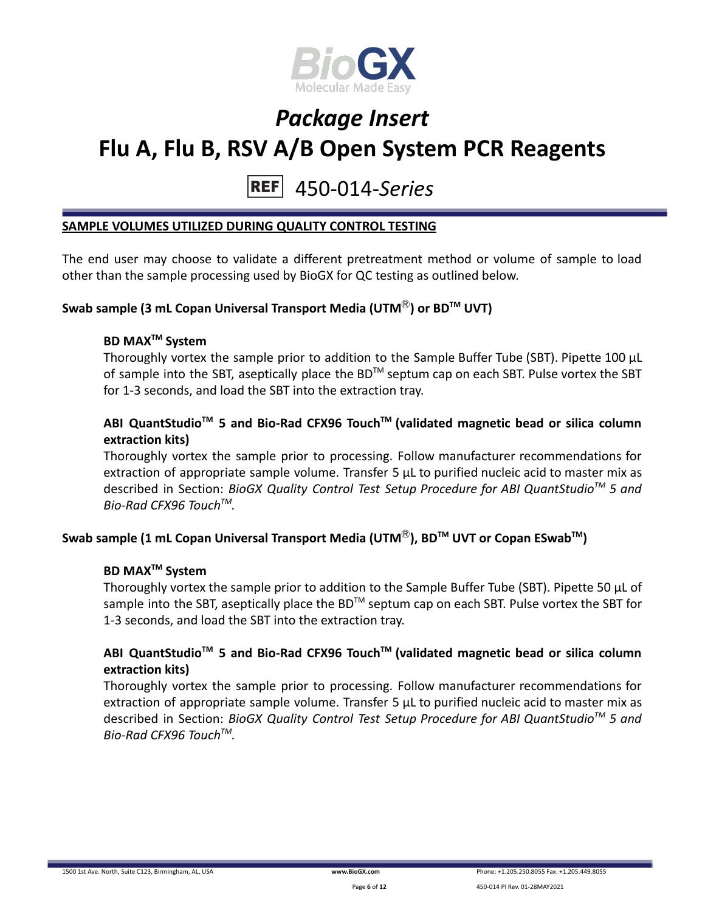## SAMPLE VOLUMES UTILIZED DURING QUALITY CONTROL TESTING

The end user may choose to validate a different pretreatment method or volume of sample to load other than the sample processing used by BioGX for QC testing as outlined below.

### Swab sample (3 mL Copan Universal Transport Media (UTM®) or BD™ UVT)

#### BD MAX™ System

Thoroughly vortex the sample prior to addition to the Sample Buffer Tube (SBT). Pipette 100 µL of sample into the SBT, aseptically place the BD™ septum cap on each SBT. Pulse vortex the SBT for 1-3 seconds, and load the SBT into the extraction tray.

#### ABI QuantStudio™ 5 and Bio-Rad CFX96 Touch™ (validated magnetic bead or silica column extraction kits)

Thoroughly vortex the sample prior to processing. Follow manufacturer recommendations for extraction of appropriate sample volume. Transfer 5 µL to purified nucleic acid to master mix as described in Section: *BioGX Quality Control Test Setup Procedure for ABI QuantStudio™ 5 and Bio-Rad CFX96 Touch™.*

### Swab sample (1 mL Copan Universal Transport Media (UTM®), BD™ UVT or Copan ESwab™)

#### BD MAX™ System

Thoroughly vortex the sample prior to addition to the Sample Buffer Tube (SBT). Pipette 50 µL of sample into the SBT, aseptically place the BD™ septum cap on each SBT. Pulse vortex the SBT for 1-3 seconds, and load the SBT into the extraction tray.

#### ABI QuantStudio™ 5 and Bio-Rad CFX96 Touch™ (validated magnetic bead or silica column extraction kits)

Thoroughly vortex the sample prior to processing. Follow manufacturer recommendations for extraction of appropriate sample volume. Transfer 5 µL to purified nucleic acid to master mix as described in Section: *BioGX Quality Control Test Setup Procedure for ABI QuantStudio™ 5 and Bio-Rad CFX96 Touch™.*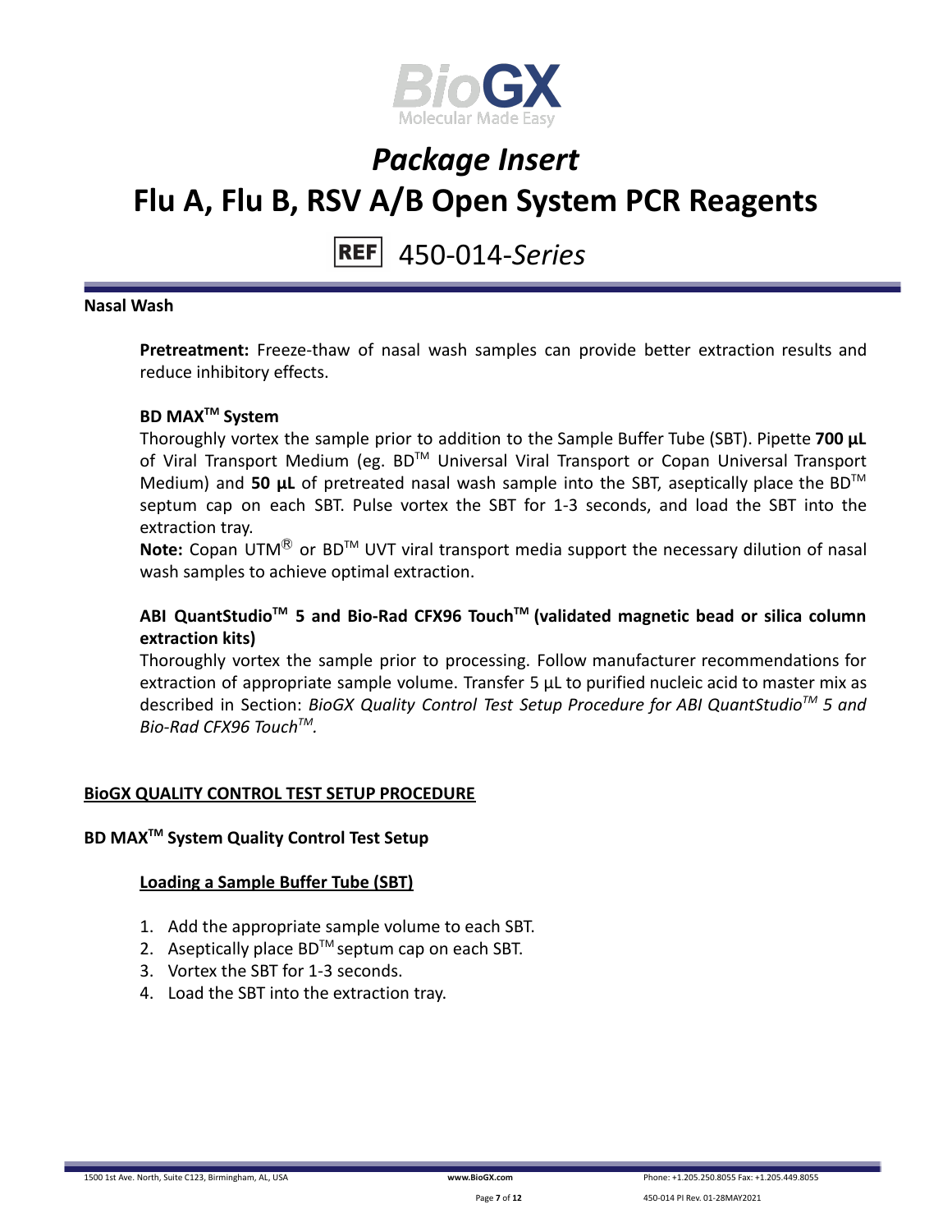**Nasal Wash**

**Pretreatment:** Freeze-thaw of nasal wash samples can provide better extraction results and reduce inhibitory effects.

**BD MAX$^{TM}$ System**

Thoroughly vortex the sample prior to addition to the Sample Buffer Tube (SBT). Pipette **700 µL** of Viral Transport Medium (eg. BD$^{TM}$ Universal Viral Transport or Copan Universal Transport Medium) and **50 µL** of pretreated nasal wash sample into the SBT, aseptically place the BD$^{TM}$ septum cap on each SBT. Pulse vortex the SBT for 1-3 seconds, and load the SBT into the extraction tray.

**Note:** Copan UTM® or BD$^{TM}$ UVT viral transport media support the necessary dilution of nasal wash samples to achieve optimal extraction.

**ABI QuantStudio$^{TM}$ 5 and Bio-Rad CFX96 Touch$^{TM}$ (validated magnetic bead or silica column extraction kits)**

Thoroughly vortex the sample prior to processing. Follow manufacturer recommendations for extraction of appropriate sample volume. Transfer 5 µL to purified nucleic acid to master mix as described in Section: *BioGX Quality Control Test Setup Procedure for ABI QuantStudio$^{TM}$ 5 and Bio-Rad CFX96 Touch$^{TM}$.*

## BioGX QUALITY CONTROL TEST SETUP PROCEDURE

### BD MAX$^{TM}$ System Quality Control Test Setup

#### Loading a Sample Buffer Tube (SBT)

1. Add the appropriate sample volume to each SBT.
2. Aseptically place BD$^{TM}$ septum cap on each SBT.
3. Vortex the SBT for 1-3 seconds.
4. Load the SBT into the extraction tray.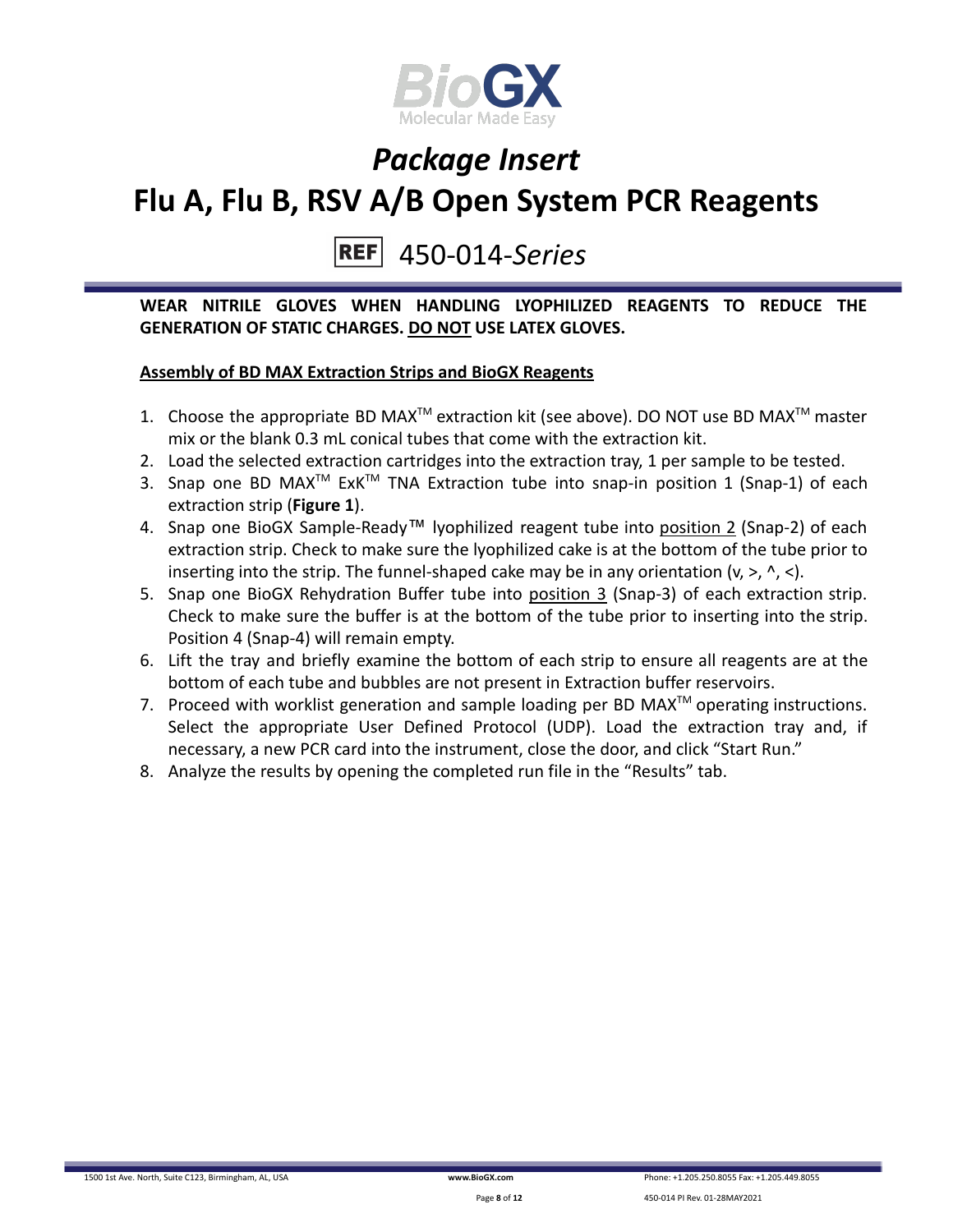# Package Insert

# Flu A, Flu B, RSV A/B Open System PCR Reagents

REF 450-014-*Series*

**WEAR NITRILE GLOVES WHEN HANDLING LYOPHILIZED REAGENTS TO REDUCE THE GENERATION OF STATIC CHARGES. DO NOT USE LATEX GLOVES.**

**Assembly of BD MAX Extraction Strips and BioGX Reagents**

1. Choose the appropriate BD MAX™ extraction kit (see above). DO NOT use BD MAX™ master mix or the blank 0.3 mL conical tubes that come with the extraction kit.
2. Load the selected extraction cartridges into the extraction tray, 1 per sample to be tested.
3. Snap one BD MAX™ ExK™ TNA Extraction tube into snap-in position 1 (Snap-1) of each extraction strip (**Figure 1**).
4. Snap one BioGX Sample-Ready™ lyophilized reagent tube into position 2 (Snap-2) of each extraction strip. Check to make sure the lyophilized cake is at the bottom of the tube prior to inserting into the strip. The funnel-shaped cake may be in any orientation (v, >, ^, <).
5. Snap one BioGX Rehydration Buffer tube into position 3 (Snap-3) of each extraction strip. Check to make sure the buffer is at the bottom of the tube prior to inserting into the strip. Position 4 (Snap-4) will remain empty.
6. Lift the tray and briefly examine the bottom of each strip to ensure all reagents are at the bottom of each tube and bubbles are not present in Extraction buffer reservoirs.
7. Proceed with worklist generation and sample loading per BD MAX™ operating instructions. Select the appropriate User Defined Protocol (UDP). Load the extraction tray and, if necessary, a new PCR card into the instrument, close the door, and click “Start Run.”
8. Analyze the results by opening the completed run file in the “Results” tab.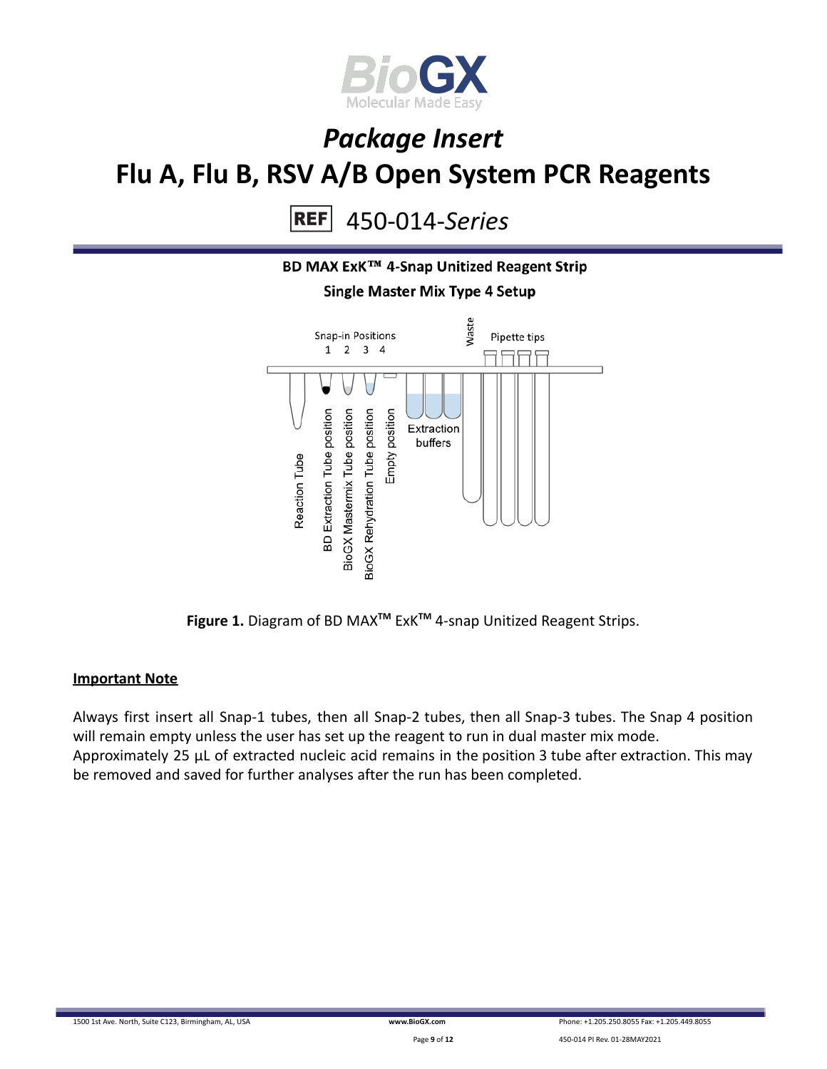# Package Insert

# Flu A, Flu B, RSV A/B Open System PCR Reagents

REF 450-014-*Series*

**BD MAX ExK™ 4-Snap Unitized Reagent Strip**

**Single Master Mix Type 4 Setup**

Snap-in Positions
1 2 3 4

Waste

Pipette tips

Reaction Tube

BD Extraction Tube position

BioGX Mastermix Tube position

BioGX Rehydration Tube position

Empty position

Extraction buffers

**Figure 1.** Diagram of BD MAX™ ExK™ 4-snap Unitized Reagent Strips.

**Important Note**

Always first insert all Snap-1 tubes, then all Snap-2 tubes, then all Snap-3 tubes. The Snap 4 position will remain empty unless the user has set up the reagent to run in dual master mix mode.
Approximately 25 µL of extracted nucleic acid remains in the position 3 tube after extraction. This may be removed and saved for further analyses after the run has been completed.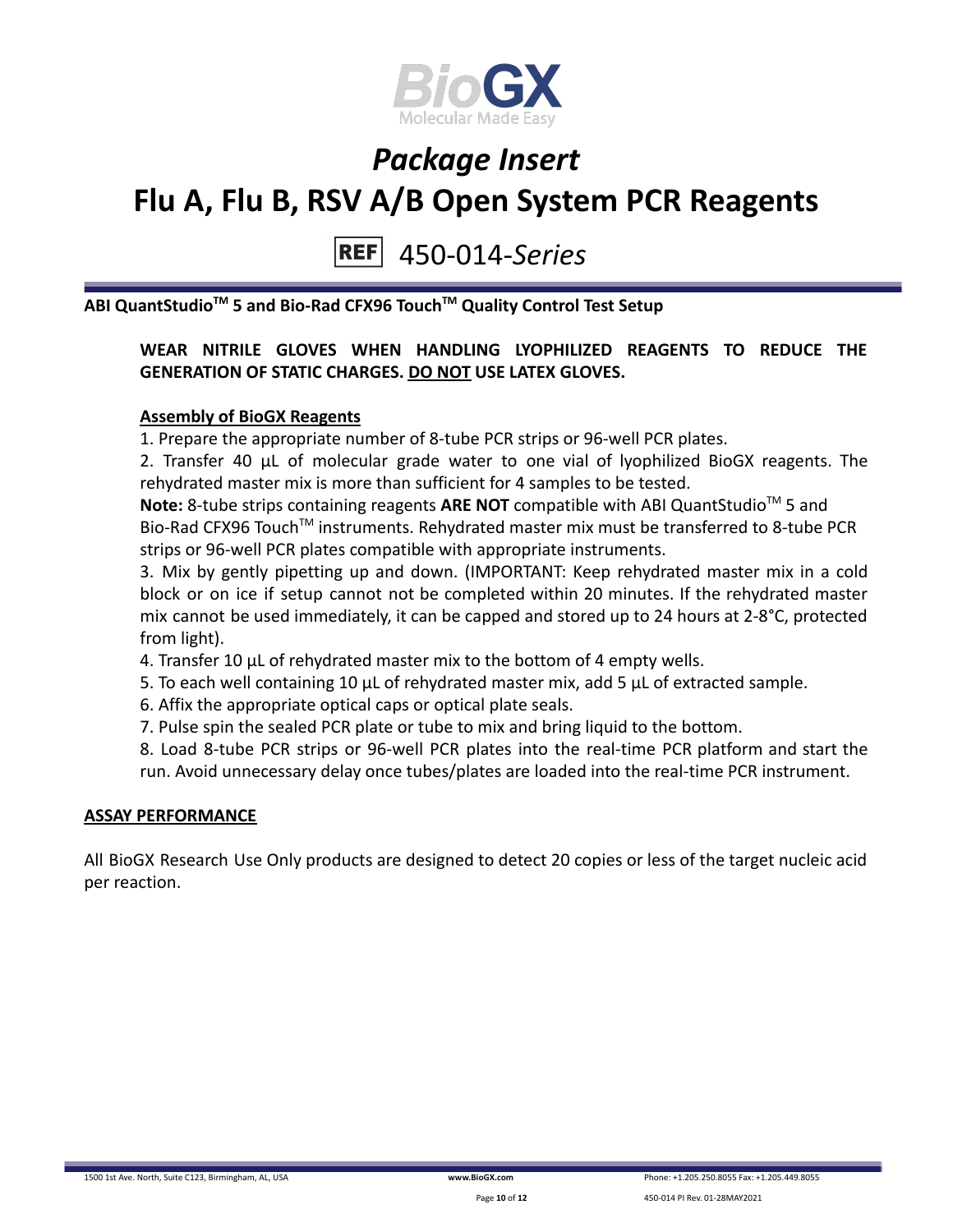# Package Insert

# Flu A, Flu B, RSV A/B Open System PCR Reagents

REF 450-014-*Series*

**ABI QuantStudio™ 5 and Bio-Rad CFX96 Touch™ Quality Control Test Setup**

**WEAR NITRILE GLOVES WHEN HANDLING LYOPHILIZED REAGENTS TO REDUCE THE GENERATION OF STATIC CHARGES. DO NOT USE LATEX GLOVES.**

**Assembly of BioGX Reagents**

1. Prepare the appropriate number of 8-tube PCR strips or 96-well PCR plates.
2. Transfer 40 µL of molecular grade water to one vial of lyophilized BioGX reagents. The rehydrated master mix is more than sufficient for 4 samples to be tested.

**Note:** 8-tube strips containing reagents **ARE NOT** compatible with ABI QuantStudio™ 5 and Bio-Rad CFX96 Touch™ instruments. Rehydrated master mix must be transferred to 8-tube PCR strips or 96-well PCR plates compatible with appropriate instruments.

3. Mix by gently pipetting up and down. (IMPORTANT: Keep rehydrated master mix in a cold block or on ice if setup cannot not be completed within 20 minutes. If the rehydrated master mix cannot be used immediately, it can be capped and stored up to 24 hours at 2-8°C, protected from light).
4. Transfer 10 µL of rehydrated master mix to the bottom of 4 empty wells.
5. To each well containing 10 µL of rehydrated master mix, add 5 µL of extracted sample.
6. Affix the appropriate optical caps or optical plate seals.
7. Pulse spin the sealed PCR plate or tube to mix and bring liquid to the bottom.
8. Load 8-tube PCR strips or 96-well PCR plates into the real-time PCR platform and start the run. Avoid unnecessary delay once tubes/plates are loaded into the real-time PCR instrument.

## ASSAY PERFORMANCE

All BioGX Research Use Only products are designed to detect 20 copies or less of the target nucleic acid per reaction.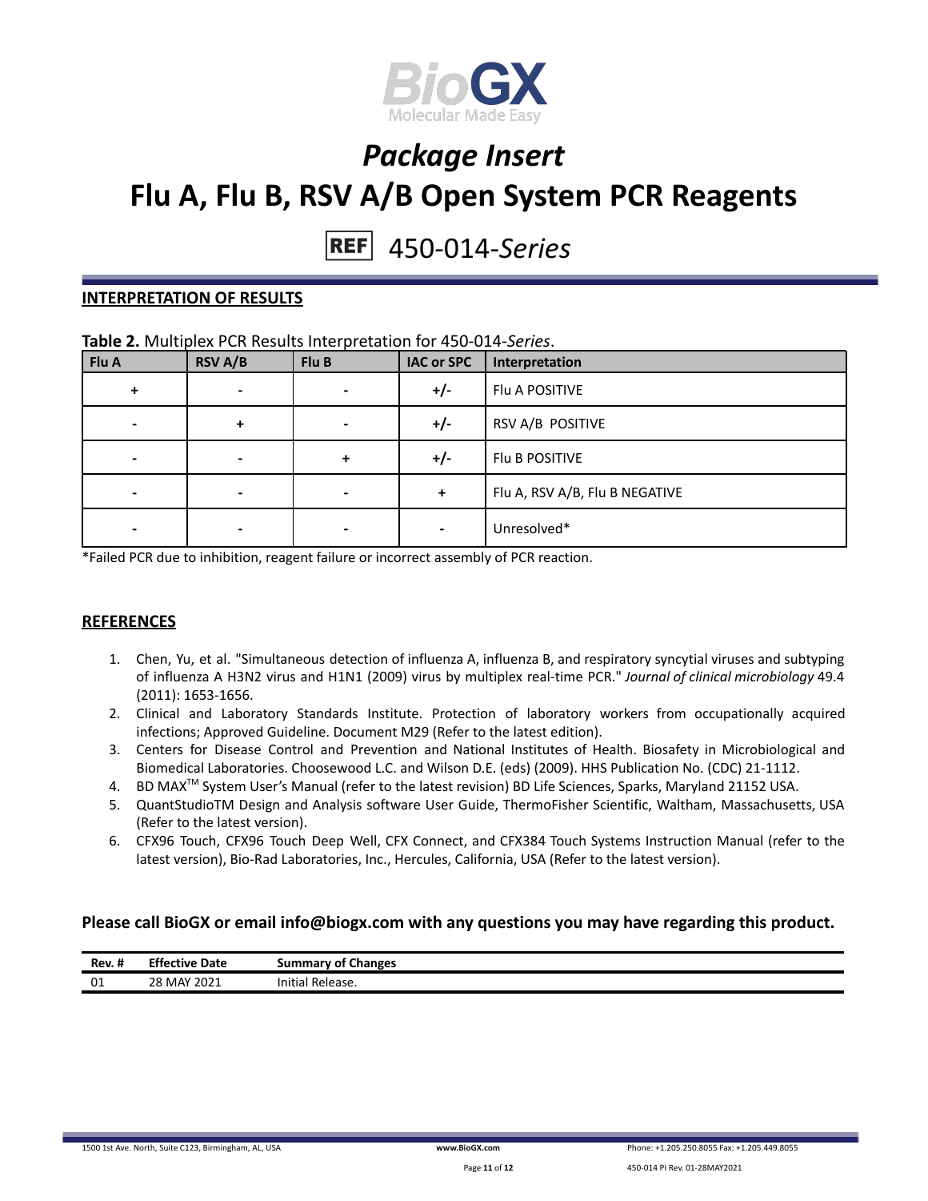# Package Insert

# Flu A, Flu B, RSV A/B Open System PCR Reagents

REF 450-014-*Series*

## INTERPRETATION OF RESULTS

**Table 2.** Multiplex PCR Results Interpretation for 450-014-*Series*.

| Flu A | RSV A/B | Flu B | IAC or SPC | Interpretation |
|---|---|---|---|---|
| + | - | - | +/- | Flu A POSITIVE |
| - | + | - | +/- | RSV A/B POSITIVE |
| - | - | + | +/- | Flu B POSITIVE |
| - | - | - | + | Flu A, RSV A/B, Flu B NEGATIVE |
| - | - | - | - | Unresolved* |

*Failed PCR due to inhibition, reagent failure or incorrect assembly of PCR reaction.

## REFERENCES

1. Chen, Yu, et al. "Simultaneous detection of influenza A, influenza B, and respiratory syncytial viruses and subtyping of influenza A H3N2 virus and H1N1 (2009) virus by multiplex real-time PCR." *Journal of clinical microbiology* 49.4 (2011): 1653-1656.
2. Clinical and Laboratory Standards Institute. Protection of laboratory workers from occupationally acquired infections; Approved Guideline. Document M29 (Refer to the latest edition).
3. Centers for Disease Control and Prevention and National Institutes of Health. Biosafety in Microbiological and Biomedical Laboratories. Choosewood L.C. and Wilson D.E. (eds) (2009). HHS Publication No. (CDC) 21-1112.
4. BD MAX™ System User's Manual (refer to the latest revision) BD Life Sciences, Sparks, Maryland 21152 USA.
5. QuantStudioTM Design and Analysis software User Guide, ThermoFisher Scientific, Waltham, Massachusetts, USA (Refer to the latest version).
6. CFX96 Touch, CFX96 Touch Deep Well, CFX Connect, and CFX384 Touch Systems Instruction Manual (refer to the latest version), Bio-Rad Laboratories, Inc., Hercules, California, USA (Refer to the latest version).

**Please call BioGX or email info@biogx.com with any questions you may have regarding this product.**

| Rev. # | Effective Date | Summary of Changes |
|---|---|---|
| 01 | 28 MAY 2021 | Initial Release. |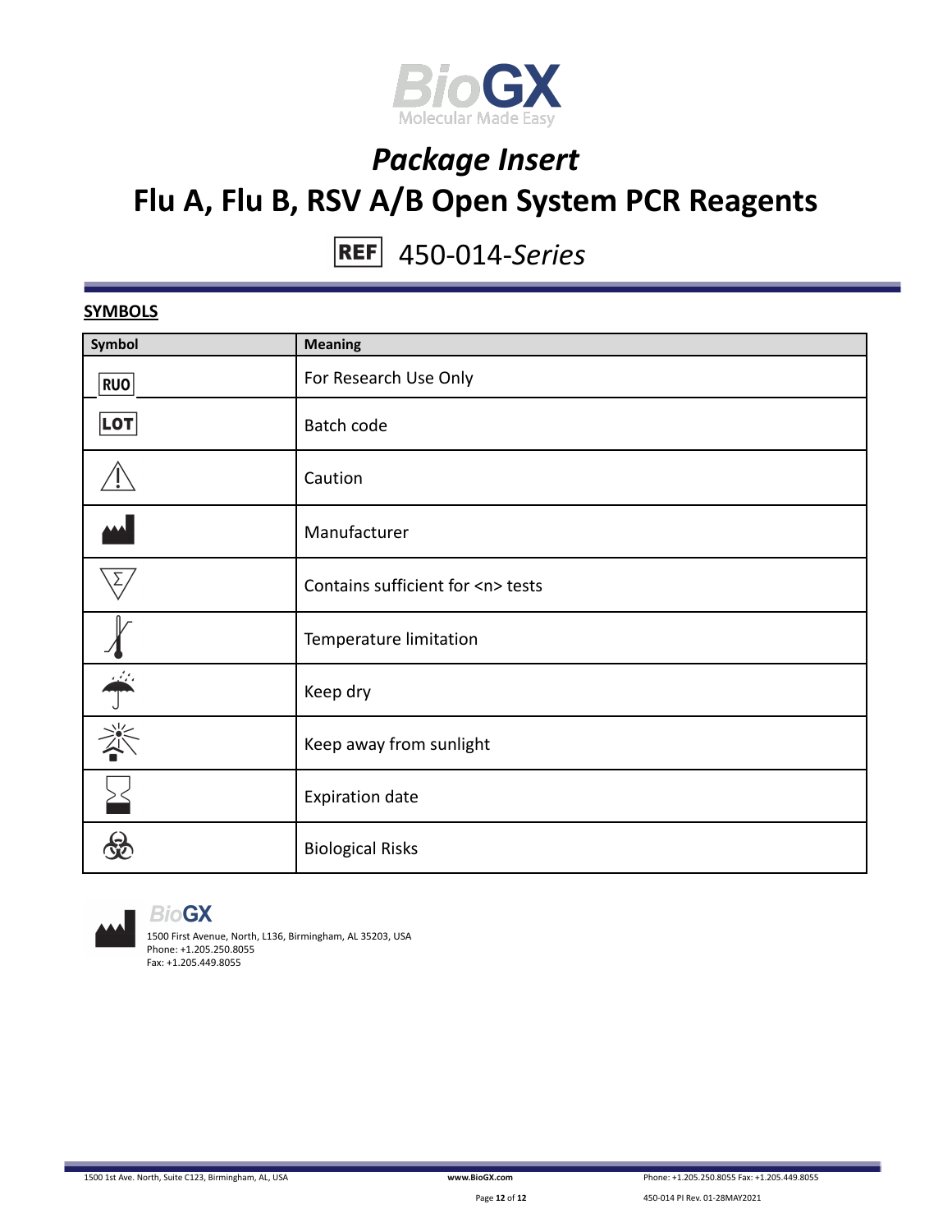# Package Insert

# Flu A, Flu B, RSV A/B Open System PCR Reagents

REF 450-014-*Series*

**SYMBOLS**

| Symbol | Meaning |
|---|---|
| RUO | For Research Use Only |
| LOT | Batch code |
| | Caution |
| | Manufacturer |
| | Contains sufficient for <n> tests |
| | Temperature limitation |
| | Keep dry |
| | Keep away from sunlight |
| | Expiration date |
| | Biological Risks |

BioGX
1500 First Avenue, North, L136, Birmingham, AL 35203, USA
Phone: +1.205.250.8055
Fax: +1.205.449.8055